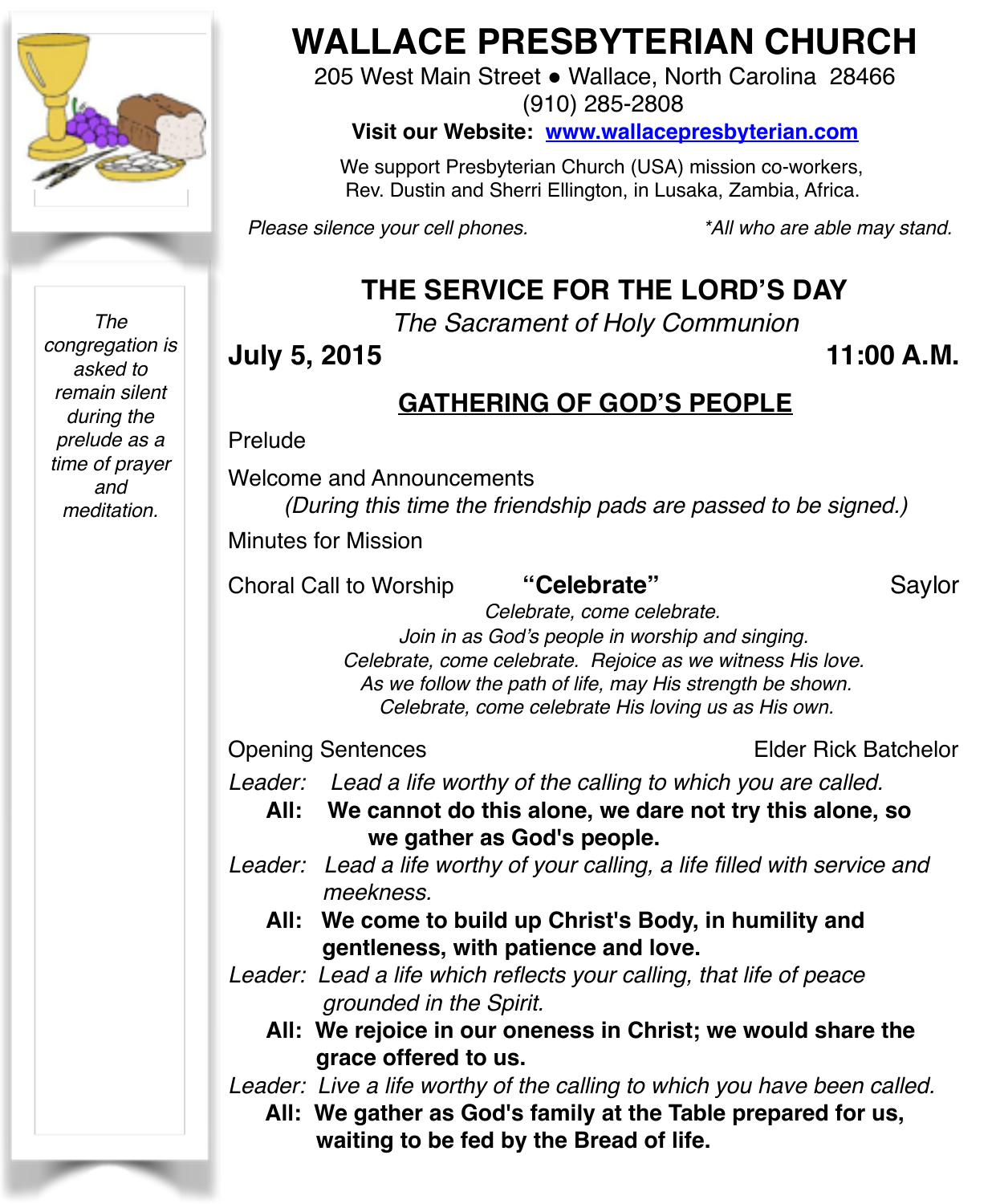# WALLACE PRESBYTERIAN CHURCH

205 West Main Street • Wallace, North Carolina 28466
(910) 285-2808
**Visit our Website: www.wallacepresbyterian.com**

We support Presbyterian Church (USA) mission co-workers,
Rev. Dustin and Sherri Ellington, in Lusaka, Zambia, Africa.

*Please silence your cell phones.* *\*All who are able may stand.*

*The congregation is asked to remain silent during the prelude as a time of prayer and meditation.*

## THE SERVICE FOR THE LORD'S DAY

*The Sacrament of Holy Communion*

**July 5, 2015** **11:00 A.M.**

### GATHERING OF GOD'S PEOPLE

Prelude

Welcome and Announcements
*(During this time the friendship pads are passed to be signed.)*

Minutes for Mission

Choral Call to Worship **"Celebrate"** Saylor

*Celebrate, come celebrate.*
*Join in as God's people in worship and singing.*
*Celebrate, come celebrate. Rejoice as we witness His love.*
*As we follow the path of life, may His strength be shown.*
*Celebrate, come celebrate His loving us as His own.*

Opening Sentences Elder Rick Batchelor

*Leader: Lead a life worthy of the calling to which you are called.*
**All: We cannot do this alone, we dare not try this alone, so we gather as God's people.**
*Leader: Lead a life worthy of your calling, a life filled with service and meekness.*
**All: We come to build up Christ's Body, in humility and gentleness, with patience and love.**
*Leader: Lead a life which reflects your calling, that life of peace grounded in the Spirit.*
**All: We rejoice in our oneness in Christ; we would share the grace offered to us.**
*Leader: Live a life worthy of the calling to which you have been called.*
**All: We gather as God's family at the Table prepared for us, waiting to be fed by the Bread of life.**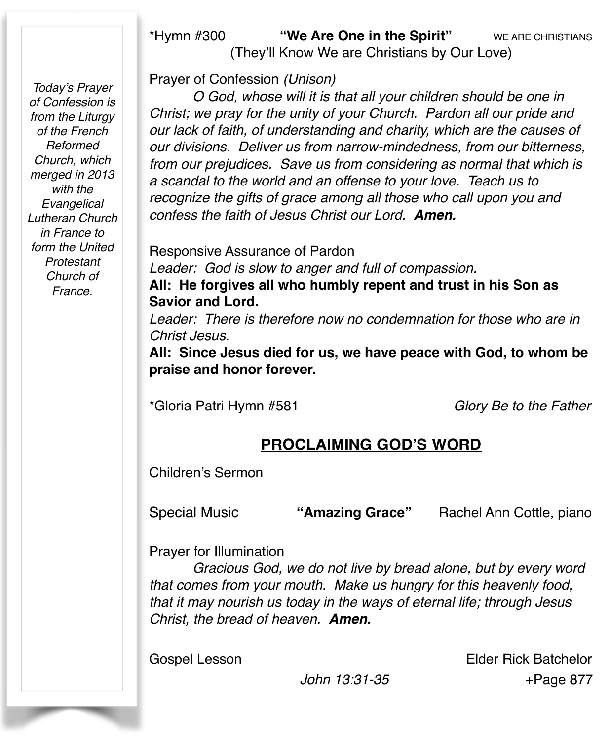*Today's Prayer of Confession is from the Liturgy of the French Reformed Church, which merged in 2013 with the Evangelical Lutheran Church in France to form the United Protestant Church of France.*

*Hymn #300 **"We Are One in the Spirit"** WE ARE CHRISTIANS
(They'll Know We are Christians by Our Love)

Prayer of Confession *(Unison)*

*O God, whose will it is that all your children should be one in Christ; we pray for the unity of your Church. Pardon all our pride and our lack of faith, of understanding and charity, which are the causes of our divisions. Deliver us from narrow-mindedness, from our bitterness, from our prejudices. Save us from considering as normal that which is a scandal to the world and an offense to your love. Teach us to recognize the gifts of grace among all those who call upon you and confess the faith of Jesus Christ our Lord.* ***Amen.***

Responsive Assurance of Pardon

*Leader: God is slow to anger and full of compassion.*

**All: He forgives all who humbly repent and trust in his Son as Savior and Lord.**

*Leader: There is therefore now no condemnation for those who are in Christ Jesus.*

**All: Since Jesus died for us, we have peace with God, to whom be praise and honor forever.**

*Gloria Patri Hymn #581 *Glory Be to the Father*

## PROCLAIMING GOD'S WORD

Children's Sermon

Special Music **"Amazing Grace"** Rachel Ann Cottle, piano

Prayer for Illumination

*Gracious God, we do not live by bread alone, but by every word that comes from your mouth. Make us hungry for this heavenly food, that it may nourish us today in the ways of eternal life; through Jesus Christ, the bread of heaven.* ***Amen.***

Gospel Lesson Elder Rick Batchelor

*John 13:31-35* +Page 877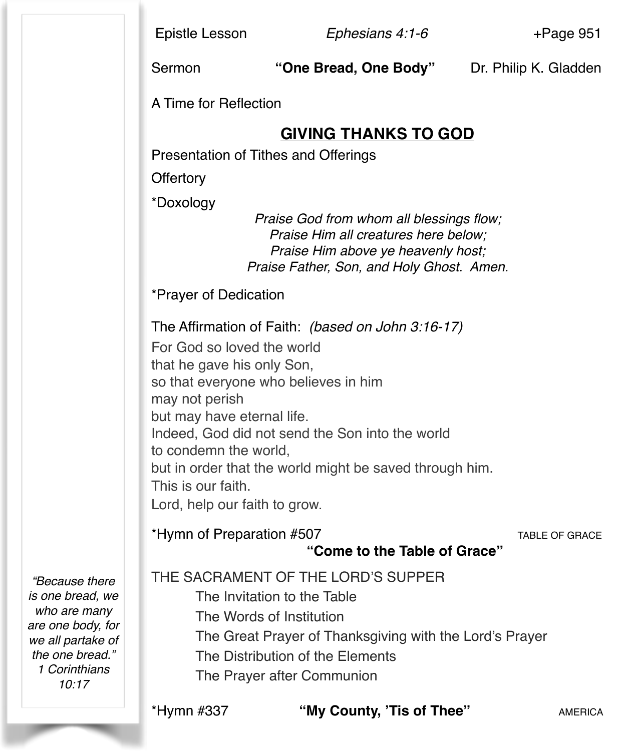Epistle Lesson *Ephesians 4:1-6* +Page 951

Sermon **"One Bread, One Body"** Dr. Philip K. Gladden

A Time for Reflection

## GIVING THANKS TO GOD

Presentation of Tithes and Offerings

Offertory

*Doxology

*Praise God from whom all blessings flow;*
*Praise Him all creatures here below;*
*Praise Him above ye heavenly host;*
*Praise Father, Son, and Holy Ghost. Amen.*

*Prayer of Dedication

The Affirmation of Faith: *(based on John 3:16-17)*

For God so loved the world
that he gave his only Son,
so that everyone who believes in him
may not perish
but may have eternal life.
Indeed, God did not send the Son into the world
to condemn the world,
but in order that the world might be saved through him.
This is our faith.
Lord, help our faith to grow.

*Hymn of Preparation #507 TABLE OF GRACE
**"Come to the Table of Grace"**

THE SACRAMENT OF THE LORD'S SUPPER

- The Invitation to the Table
- The Words of Institution
- The Great Prayer of Thanksgiving with the Lord's Prayer
- The Distribution of the Elements
- The Prayer after Communion

*"Because there is one bread, we who are many are one body, for we all partake of the one bread." 1 Corinthians 10:17*

*Hymn #337 **"My County, 'Tis of Thee"** AMERICA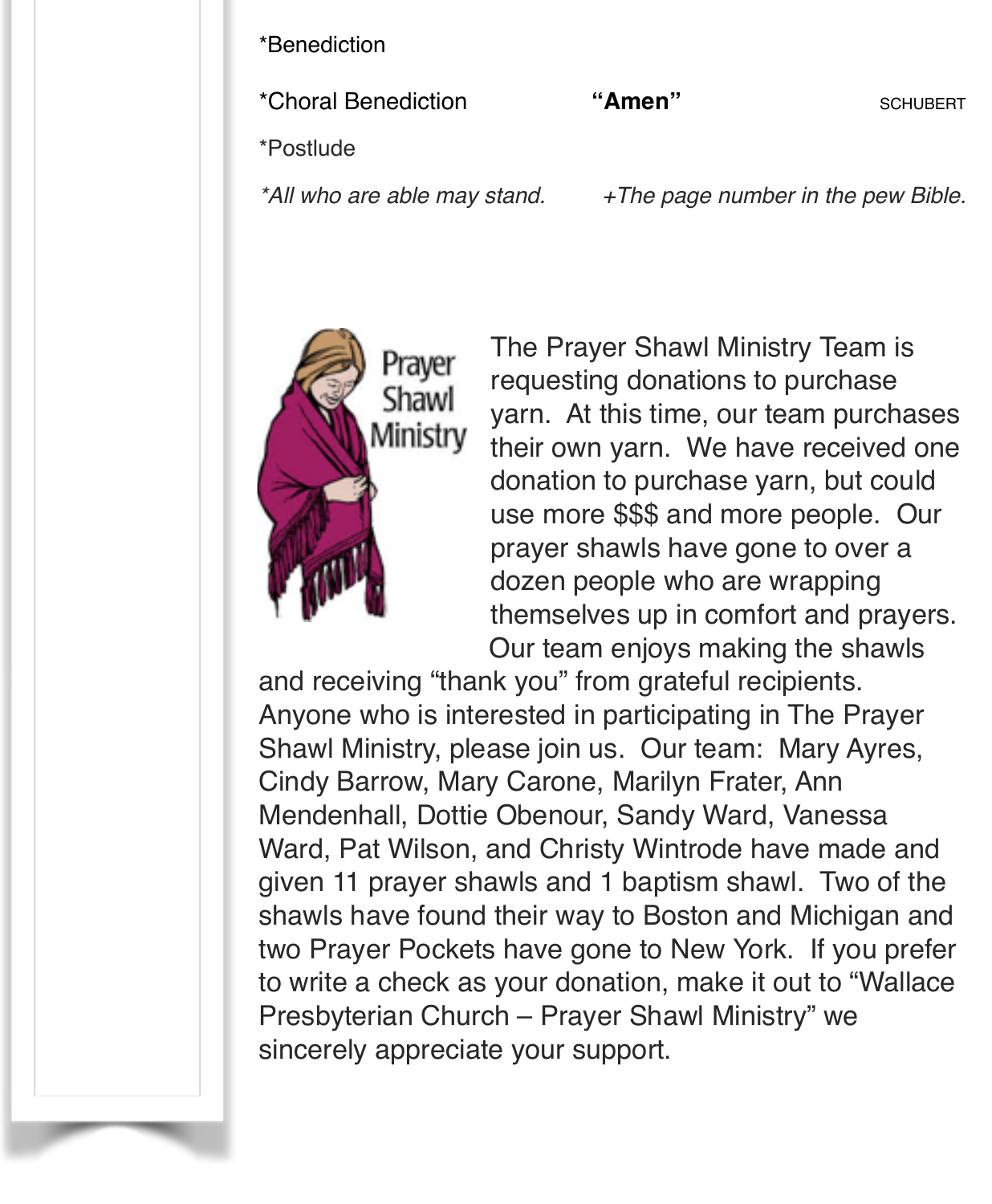*Benediction

*Choral Benediction **"Amen"** SCHUBERT

*Postlude

*All who are able may stand.* *+The page number in the pew Bible.*

Prayer Shawl Ministry

The Prayer Shawl Ministry Team is requesting donations to purchase yarn. At this time, our team purchases their own yarn. We have received one donation to purchase yarn, but could use more $$$ and more people. Our prayer shawls have gone to over a dozen people who are wrapping themselves up in comfort and prayers. Our team enjoys making the shawls and receiving "thank you" from grateful recipients. Anyone who is interested in participating in The Prayer Shawl Ministry, please join us. Our team: Mary Ayres, Cindy Barrow, Mary Carone, Marilyn Frater, Ann Mendenhall, Dottie Obenour, Sandy Ward, Vanessa Ward, Pat Wilson, and Christy Wintrode have made and given 11 prayer shawls and 1 baptism shawl. Two of the shawls have found their way to Boston and Michigan and two Prayer Pockets have gone to New York. If you prefer to write a check as your donation, make it out to "Wallace Presbyterian Church – Prayer Shawl Ministry" we sincerely appreciate your support.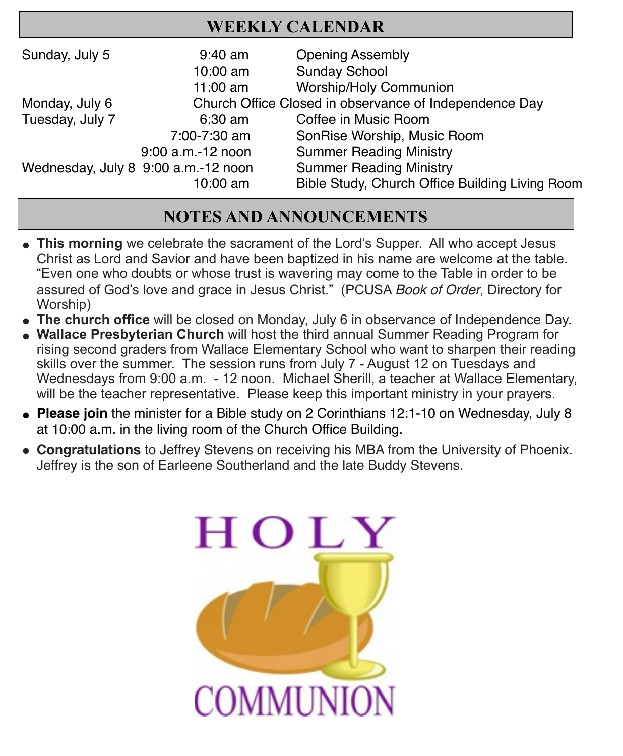## WEEKLY CALENDAR

| | | |
|---|---|---|
| Sunday, July 5 | 9:40 am | Opening Assembly |
| | 10:00 am | Sunday School |
| | 11:00 am | Worship/Holy Communion |
| Monday, July 6 | Church Office Closed in observance of Independence Day | |
| Tuesday, July 7 | 6:30 am | Coffee in Music Room |
| | 7:00-7:30 am | SonRise Worship, Music Room |
| | 9:00 a.m.-12 noon | Summer Reading Ministry |
| Wednesday, July 8 | 9:00 a.m.-12 noon | Summer Reading Ministry |
| | 10:00 am | Bible Study, Church Office Building Living Room |

## NOTES AND ANNOUNCEMENTS

- **This morning** we celebrate the sacrament of the Lord's Supper. All who accept Jesus Christ as Lord and Savior and have been baptized in his name are welcome at the table. "Even one who doubts or whose trust is wavering may come to the Table in order to be assured of God's love and grace in Jesus Christ." (PCUSA *Book of Order*, Directory for Worship)
- **The church office** will be closed on Monday, July 6 in observance of Independence Day.
- **Wallace Presbyterian Church** will host the third annual Summer Reading Program for rising second graders from Wallace Elementary School who want to sharpen their reading skills over the summer. The session runs from July 7 - August 12 on Tuesdays and Wednesdays from 9:00 a.m. - 12 noon. Michael Sherill, a teacher at Wallace Elementary, will be the teacher representative. Please keep this important ministry in your prayers.
- **Please join** the minister for a Bible study on 2 Corinthians 12:1-10 on Wednesday, July 8 at 10:00 a.m. in the living room of the Church Office Building.
- **Congratulations** to Jeffrey Stevens on receiving his MBA from the University of Phoenix. Jeffrey is the son of Earleene Southerland and the late Buddy Stevens.

HOLY COMMUNION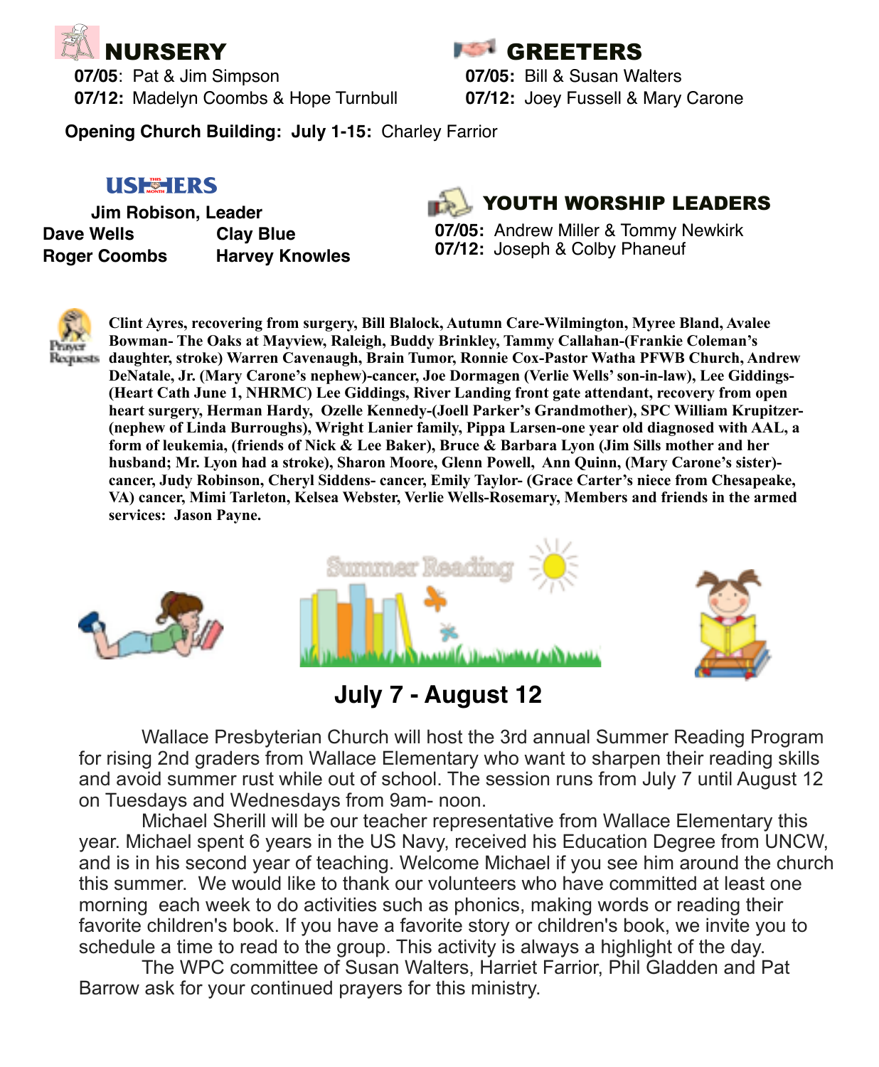## NURSERY

**07/05**: Pat & Jim Simpson
**07/12:** Madelyn Coombs & Hope Turnbull

## GREETERS

**07/05:** Bill & Susan Walters
**07/12:** Joey Fussell & Mary Carone

**Opening Church Building: July 1-15:** Charley Farrior

## USHERS

**Jim Robison, Leader**

**Dave Wells** | **Clay Blue**
**Roger Coombs** | **Harvey Knowles**

## YOUTH WORSHIP LEADERS

**07/05:** Andrew Miller & Tommy Newkirk
**07/12:** Joseph & Colby Phaneuf

Prayer Requests

**Clint Ayres, recovering from surgery, Bill Blalock, Autumn Care-Wilmington, Myree Bland, Avalee Bowman- The Oaks at Mayview, Raleigh, Buddy Brinkley, Tammy Callahan-(Frankie Coleman's daughter, stroke) Warren Cavenaugh, Brain Tumor, Ronnie Cox-Pastor Watha PFWB Church, Andrew DeNatale, Jr. (Mary Carone's nephew)-cancer, Joe Dormagen (Verlie Wells' son-in-law), Lee Giddings- (Heart Cath June 1, NHRMC) Lee Giddings, River Landing front gate attendant, recovery from open heart surgery, Herman Hardy, Ozelle Kennedy-(Joell Parker's Grandmother), SPC William Krupitzer- (nephew of Linda Burroughs), Wright Lanier family, Pippa Larsen-one year old diagnosed with AAL, a form of leukemia, (friends of Nick & Lee Baker), Bruce & Barbara Lyon (Jim Sills mother and her husband; Mr. Lyon had a stroke), Sharon Moore, Glenn Powell, Ann Quinn, (Mary Carone's sister)- cancer, Judy Robinson, Cheryl Siddens- cancer, Emily Taylor- (Grace Carter's niece from Chesapeake, VA) cancer, Mimi Tarleton, Kelsea Webster, Verlie Wells-Rosemary, Members and friends in the armed services: Jason Payne.**

## Summer Reading

**July 7 - August 12**

Wallace Presbyterian Church will host the 3rd annual Summer Reading Program for rising 2nd graders from Wallace Elementary who want to sharpen their reading skills and avoid summer rust while out of school. The session runs from July 7 until August 12 on Tuesdays and Wednesdays from 9am- noon.

Michael Sherill will be our teacher representative from Wallace Elementary this year. Michael spent 6 years in the US Navy, received his Education Degree from UNCW, and is in his second year of teaching. Welcome Michael if you see him around the church this summer. We would like to thank our volunteers who have committed at least one morning each week to do activities such as phonics, making words or reading their favorite children's book. If you have a favorite story or children's book, we invite you to schedule a time to read to the group. This activity is always a highlight of the day.

The WPC committee of Susan Walters, Harriet Farrior, Phil Gladden and Pat Barrow ask for your continued prayers for this ministry.